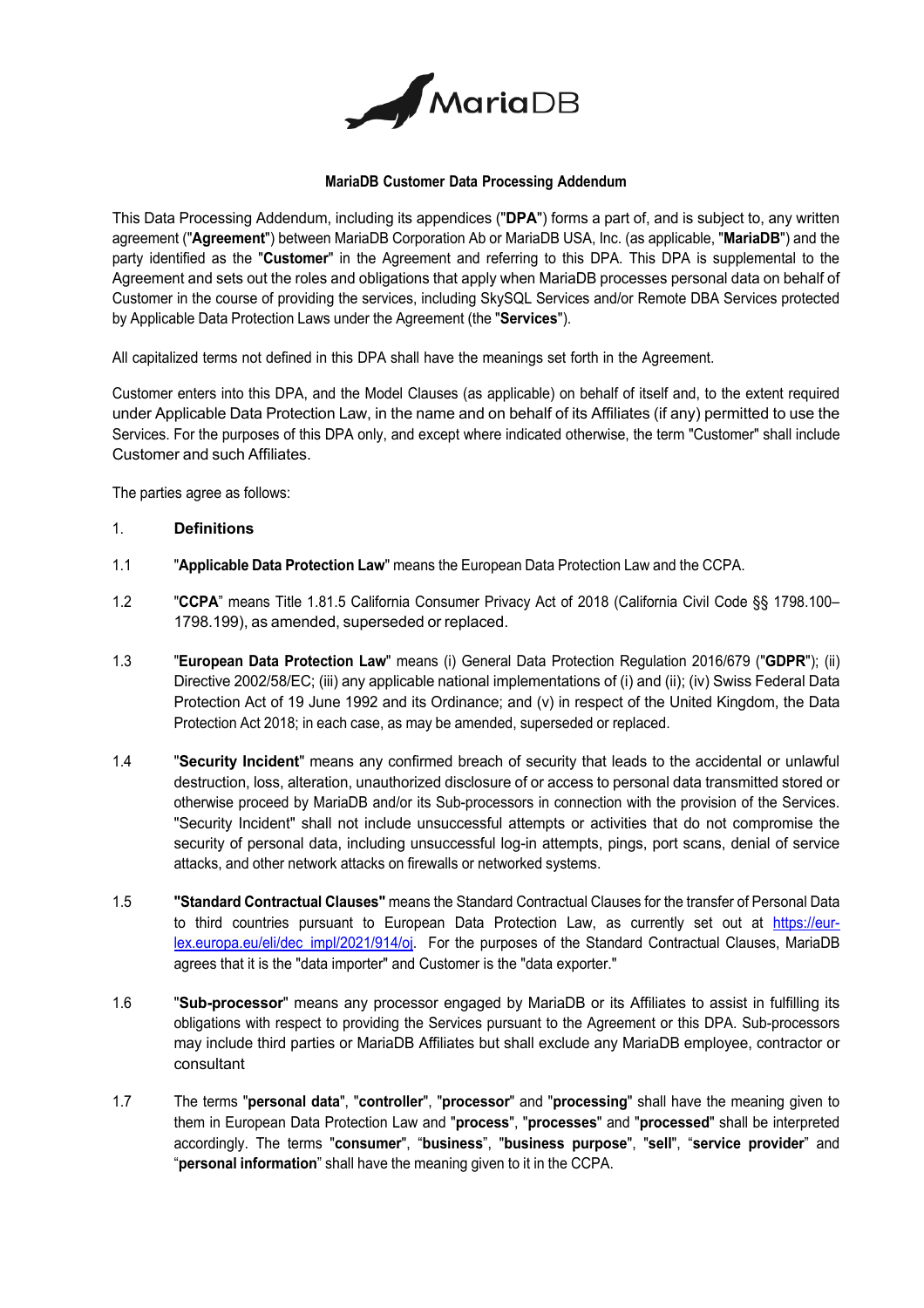# MariaDB Customer Data Processing Addendum

This Data Processing Addendum, including its appendices ("**DPA**") forms a part of, and is subject to, any written agreement ("**Agreement**") between MariaDB Corporation Ab or MariaDB USA, Inc. (as applicable, "**MariaDB**") and the party identified as the "**Customer**" in the Agreement and referring to this DPA. This DPA is supplemental to the Agreement and sets out the roles and obligations that apply when MariaDB processes personal data on behalf of Customer in the course of providing the services, including SkySQL Services and/or Remote DBA Services protected by Applicable Data Protection Laws under the Agreement (the "**Services**").

All capitalized terms not defined in this DPA shall have the meanings set forth in the Agreement.

Customer enters into this DPA, and the Model Clauses (as applicable) on behalf of itself and, to the extent required under Applicable Data Protection Law, in the name and on behalf of its Affiliates (if any) permitted to use the Services. For the purposes of this DPA only, and except where indicated otherwise, the term "Customer" shall include Customer and such Affiliates.

The parties agree as follows:

## 1. Definitions

1.1 "**Applicable Data Protection Law**" means the European Data Protection Law and the CCPA.

1.2 "**CCPA**" means Title 1.81.5 California Consumer Privacy Act of 2018 (California Civil Code §§ 1798.100–1798.199), as amended, superseded or replaced.

1.3 "**European Data Protection Law**" means (i) General Data Protection Regulation 2016/679 ("**GDPR**"); (ii) Directive 2002/58/EC; (iii) any applicable national implementations of (i) and (ii); (iv) Swiss Federal Data Protection Act of 19 June 1992 and its Ordinance; and (v) in respect of the United Kingdom, the Data Protection Act 2018; in each case, as may be amended, superseded or replaced.

1.4 "**Security Incident**" means any confirmed breach of security that leads to the accidental or unlawful destruction, loss, alteration, unauthorized disclosure of or access to personal data transmitted stored or otherwise proceed by MariaDB and/or its Sub-processors in connection with the provision of the Services. "Security Incident" shall not include unsuccessful attempts or activities that do not compromise the security of personal data, including unsuccessful log-in attempts, pings, port scans, denial of service attacks, and other network attacks on firewalls or networked systems.

1.5 **"Standard Contractual Clauses"** means the Standard Contractual Clauses for the transfer of Personal Data to third countries pursuant to European Data Protection Law, as currently set out at [https://eur-lex.europa.eu/eli/dec_impl/2021/914/oj](https://eur-lex.europa.eu/eli/dec_impl/2021/914/oj). For the purposes of the Standard Contractual Clauses, MariaDB agrees that it is the "data importer" and Customer is the "data exporter."

1.6 "**Sub-processor**" means any processor engaged by MariaDB or its Affiliates to assist in fulfilling its obligations with respect to providing the Services pursuant to the Agreement or this DPA. Sub-processors may include third parties or MariaDB Affiliates but shall exclude any MariaDB employee, contractor or consultant

1.7 The terms "**personal data**", "**controller**", "**processor**" and "**processing**" shall have the meaning given to them in European Data Protection Law and "**process**", "**processes**" and "**processed**" shall be interpreted accordingly. The terms "**consumer**", "**business**", "**business purpose**", "**sell**", "**service provider**" and "**personal information**" shall have the meaning given to it in the CCPA.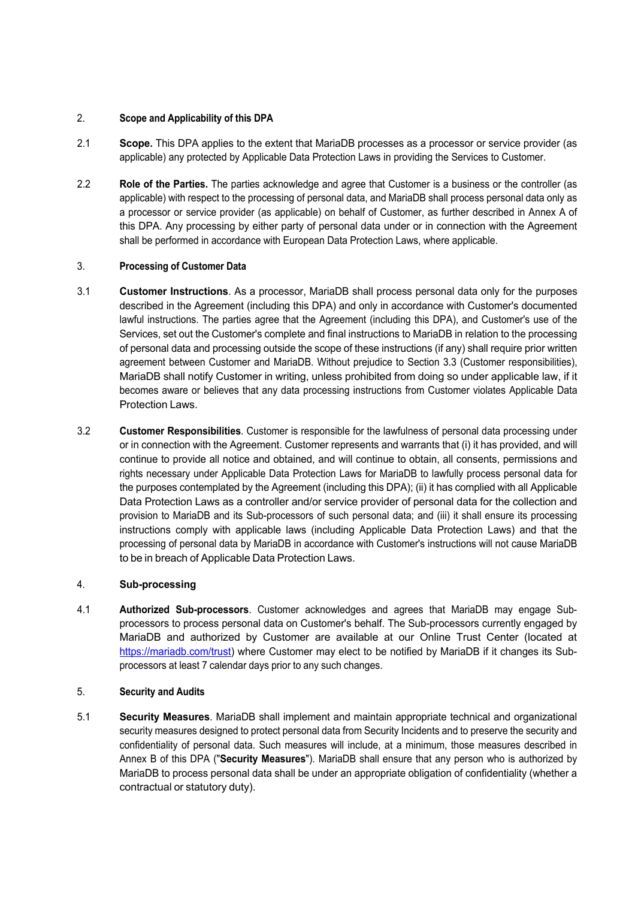## 2. Scope and Applicability of this DPA

2.1 **Scope.** This DPA applies to the extent that MariaDB processes as a processor or service provider (as applicable) any protected by Applicable Data Protection Laws in providing the Services to Customer.

2.2 **Role of the Parties.** The parties acknowledge and agree that Customer is a business or the controller (as applicable) with respect to the processing of personal data, and MariaDB shall process personal data only as a processor or service provider (as applicable) on behalf of Customer, as further described in Annex A of this DPA. Any processing by either party of personal data under or in connection with the Agreement shall be performed in accordance with European Data Protection Laws, where applicable.

## 3. Processing of Customer Data

3.1 **Customer Instructions**. As a processor, MariaDB shall process personal data only for the purposes described in the Agreement (including this DPA) and only in accordance with Customer's documented lawful instructions. The parties agree that the Agreement (including this DPA), and Customer's use of the Services, set out the Customer's complete and final instructions to MariaDB in relation to the processing of personal data and processing outside the scope of these instructions (if any) shall require prior written agreement between Customer and MariaDB. Without prejudice to Section 3.3 (Customer responsibilities), MariaDB shall notify Customer in writing, unless prohibited from doing so under applicable law, if it becomes aware or believes that any data processing instructions from Customer violates Applicable Data Protection Laws.

3.2 **Customer Responsibilities**. Customer is responsible for the lawfulness of personal data processing under or in connection with the Agreement. Customer represents and warrants that (i) it has provided, and will continue to provide all notice and obtained, and will continue to obtain, all consents, permissions and rights necessary under Applicable Data Protection Laws for MariaDB to lawfully process personal data for the purposes contemplated by the Agreement (including this DPA); (ii) it has complied with all Applicable Data Protection Laws as a controller and/or service provider of personal data for the collection and provision to MariaDB and its Sub-processors of such personal data; and (iii) it shall ensure its processing instructions comply with applicable laws (including Applicable Data Protection Laws) and that the processing of personal data by MariaDB in accordance with Customer's instructions will not cause MariaDB to be in breach of Applicable Data Protection Laws.

## 4. Sub-processing

4.1 **Authorized Sub-processors**. Customer acknowledges and agrees that MariaDB may engage Sub-processors to process personal data on Customer's behalf. The Sub-processors currently engaged by MariaDB and authorized by Customer are available at our Online Trust Center (located at [https://mariadb.com/trust](https://mariadb.com/trust)) where Customer may elect to be notified by MariaDB if it changes its Sub-processors at least 7 calendar days prior to any such changes.

## 5. Security and Audits

5.1 **Security Measures**. MariaDB shall implement and maintain appropriate technical and organizational security measures designed to protect personal data from Security Incidents and to preserve the security and confidentiality of personal data. Such measures will include, at a minimum, those measures described in Annex B of this DPA ("**Security Measures**"). MariaDB shall ensure that any person who is authorized by MariaDB to process personal data shall be under an appropriate obligation of confidentiality (whether a contractual or statutory duty).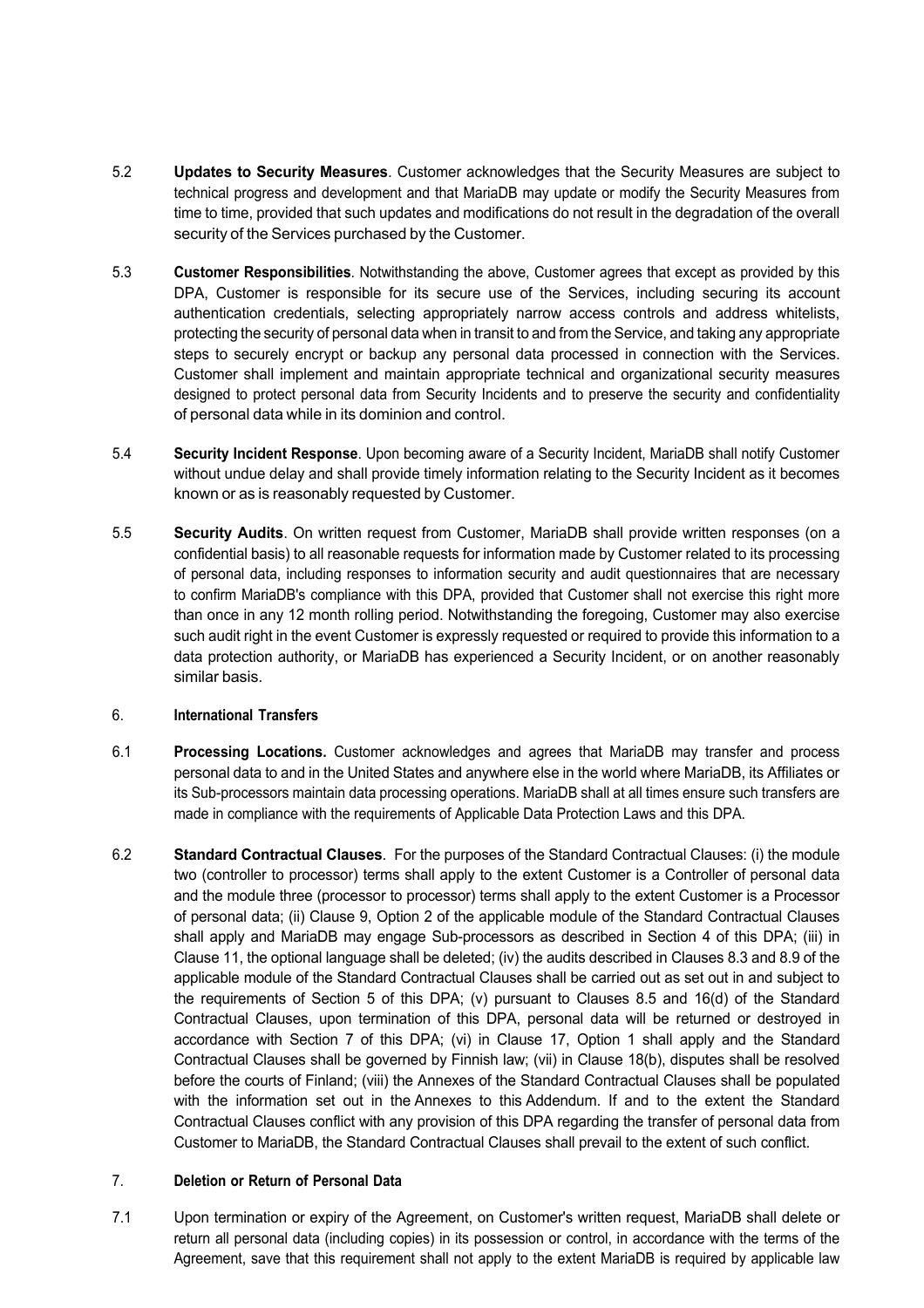5.2 **Updates to Security Measures**. Customer acknowledges that the Security Measures are subject to technical progress and development and that MariaDB may update or modify the Security Measures from time to time, provided that such updates and modifications do not result in the degradation of the overall security of the Services purchased by the Customer.

5.3 **Customer Responsibilities**. Notwithstanding the above, Customer agrees that except as provided by this DPA, Customer is responsible for its secure use of the Services, including securing its account authentication credentials, selecting appropriately narrow access controls and address whitelists, protecting the security of personal data when in transit to and from the Service, and taking any appropriate steps to securely encrypt or backup any personal data processed in connection with the Services. Customer shall implement and maintain appropriate technical and organizational security measures designed to protect personal data from Security Incidents and to preserve the security and confidentiality of personal data while in its dominion and control.

5.4 **Security Incident Response**. Upon becoming aware of a Security Incident, MariaDB shall notify Customer without undue delay and shall provide timely information relating to the Security Incident as it becomes known or as is reasonably requested by Customer.

5.5 **Security Audits**. On written request from Customer, MariaDB shall provide written responses (on a confidential basis) to all reasonable requests for information made by Customer related to its processing of personal data, including responses to information security and audit questionnaires that are necessary to confirm MariaDB's compliance with this DPA, provided that Customer shall not exercise this right more than once in any 12 month rolling period. Notwithstanding the foregoing, Customer may also exercise such audit right in the event Customer is expressly requested or required to provide this information to a data protection authority, or MariaDB has experienced a Security Incident, or on another reasonably similar basis.

6. **International Transfers**

6.1 **Processing Locations.** Customer acknowledges and agrees that MariaDB may transfer and process personal data to and in the United States and anywhere else in the world where MariaDB, its Affiliates or its Sub-processors maintain data processing operations. MariaDB shall at all times ensure such transfers are made in compliance with the requirements of Applicable Data Protection Laws and this DPA.

6.2 **Standard Contractual Clauses**. For the purposes of the Standard Contractual Clauses: (i) the module two (controller to processor) terms shall apply to the extent Customer is a Controller of personal data and the module three (processor to processor) terms shall apply to the extent Customer is a Processor of personal data; (ii) Clause 9, Option 2 of the applicable module of the Standard Contractual Clauses shall apply and MariaDB may engage Sub-processors as described in Section 4 of this DPA; (iii) in Clause 11, the optional language shall be deleted; (iv) the audits described in Clauses 8.3 and 8.9 of the applicable module of the Standard Contractual Clauses shall be carried out as set out in and subject to the requirements of Section 5 of this DPA; (v) pursuant to Clauses 8.5 and 16(d) of the Standard Contractual Clauses, upon termination of this DPA, personal data will be returned or destroyed in accordance with Section 7 of this DPA; (vi) in Clause 17, Option 1 shall apply and the Standard Contractual Clauses shall be governed by Finnish law; (vii) in Clause 18(b), disputes shall be resolved before the courts of Finland; (viii) the Annexes of the Standard Contractual Clauses shall be populated with the information set out in the Annexes to this Addendum. If and to the extent the Standard Contractual Clauses conflict with any provision of this DPA regarding the transfer of personal data from Customer to MariaDB, the Standard Contractual Clauses shall prevail to the extent of such conflict.

7. **Deletion or Return of Personal Data**

7.1 Upon termination or expiry of the Agreement, on Customer's written request, MariaDB shall delete or return all personal data (including copies) in its possession or control, in accordance with the terms of the Agreement, save that this requirement shall not apply to the extent MariaDB is required by applicable law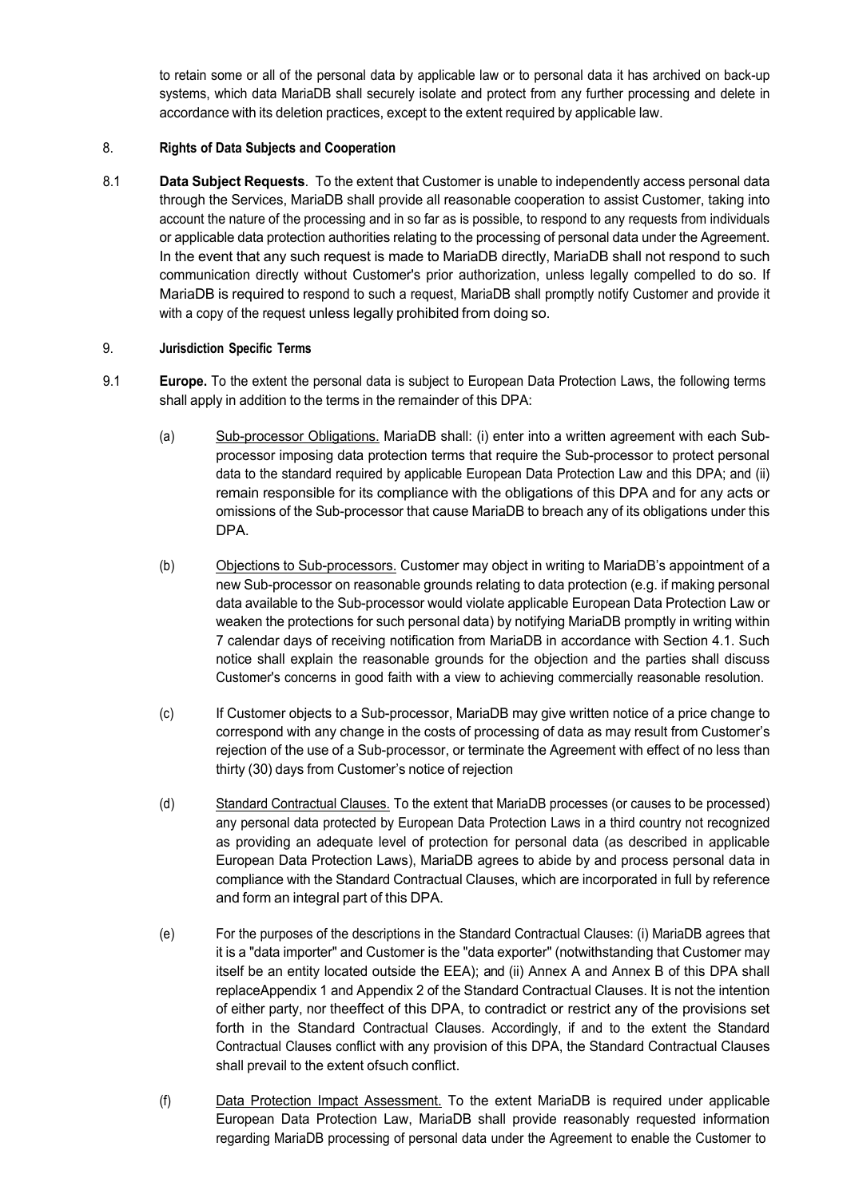to retain some or all of the personal data by applicable law or to personal data it has archived on back-up systems, which data MariaDB shall securely isolate and protect from any further processing and delete in accordance with its deletion practices, except to the extent required by applicable law.

8. **Rights of Data Subjects and Cooperation**

8.1 **Data Subject Requests**. To the extent that Customer is unable to independently access personal data through the Services, MariaDB shall provide all reasonable cooperation to assist Customer, taking into account the nature of the processing and in so far as is possible, to respond to any requests from individuals or applicable data protection authorities relating to the processing of personal data under the Agreement. In the event that any such request is made to MariaDB directly, MariaDB shall not respond to such communication directly without Customer's prior authorization, unless legally compelled to do so. If MariaDB is required to respond to such a request, MariaDB shall promptly notify Customer and provide it with a copy of the request unless legally prohibited from doing so.

9. **Jurisdiction Specific Terms**

9.1 **Europe.** To the extent the personal data is subject to European Data Protection Laws, the following terms shall apply in addition to the terms in the remainder of this DPA:

(a) Sub-processor Obligations. MariaDB shall: (i) enter into a written agreement with each Sub-processor imposing data protection terms that require the Sub-processor to protect personal data to the standard required by applicable European Data Protection Law and this DPA; and (ii) remain responsible for its compliance with the obligations of this DPA and for any acts or omissions of the Sub-processor that cause MariaDB to breach any of its obligations under this DPA.

(b) Objections to Sub-processors. Customer may object in writing to MariaDB's appointment of a new Sub-processor on reasonable grounds relating to data protection (e.g. if making personal data available to the Sub-processor would violate applicable European Data Protection Law or weaken the protections for such personal data) by notifying MariaDB promptly in writing within 7 calendar days of receiving notification from MariaDB in accordance with Section 4.1. Such notice shall explain the reasonable grounds for the objection and the parties shall discuss Customer's concerns in good faith with a view to achieving commercially reasonable resolution.

(c) If Customer objects to a Sub-processor, MariaDB may give written notice of a price change to correspond with any change in the costs of processing of data as may result from Customer's rejection of the use of a Sub-processor, or terminate the Agreement with effect of no less than thirty (30) days from Customer's notice of rejection

(d) Standard Contractual Clauses. To the extent that MariaDB processes (or causes to be processed) any personal data protected by European Data Protection Laws in a third country not recognized as providing an adequate level of protection for personal data (as described in applicable European Data Protection Laws), MariaDB agrees to abide by and process personal data in compliance with the Standard Contractual Clauses, which are incorporated in full by reference and form an integral part of this DPA.

(e) For the purposes of the descriptions in the Standard Contractual Clauses: (i) MariaDB agrees that it is a "data importer" and Customer is the "data exporter" (notwithstanding that Customer may itself be an entity located outside the EEA); and (ii) Annex A and Annex B of this DPA shall replaceAppendix 1 and Appendix 2 of the Standard Contractual Clauses. It is not the intention of either party, nor theeffect of this DPA, to contradict or restrict any of the provisions set forth in the Standard Contractual Clauses. Accordingly, if and to the extent the Standard Contractual Clauses conflict with any provision of this DPA, the Standard Contractual Clauses shall prevail to the extent ofsuch conflict.

(f) Data Protection Impact Assessment. To the extent MariaDB is required under applicable European Data Protection Law, MariaDB shall provide reasonably requested information regarding MariaDB processing of personal data under the Agreement to enable the Customer to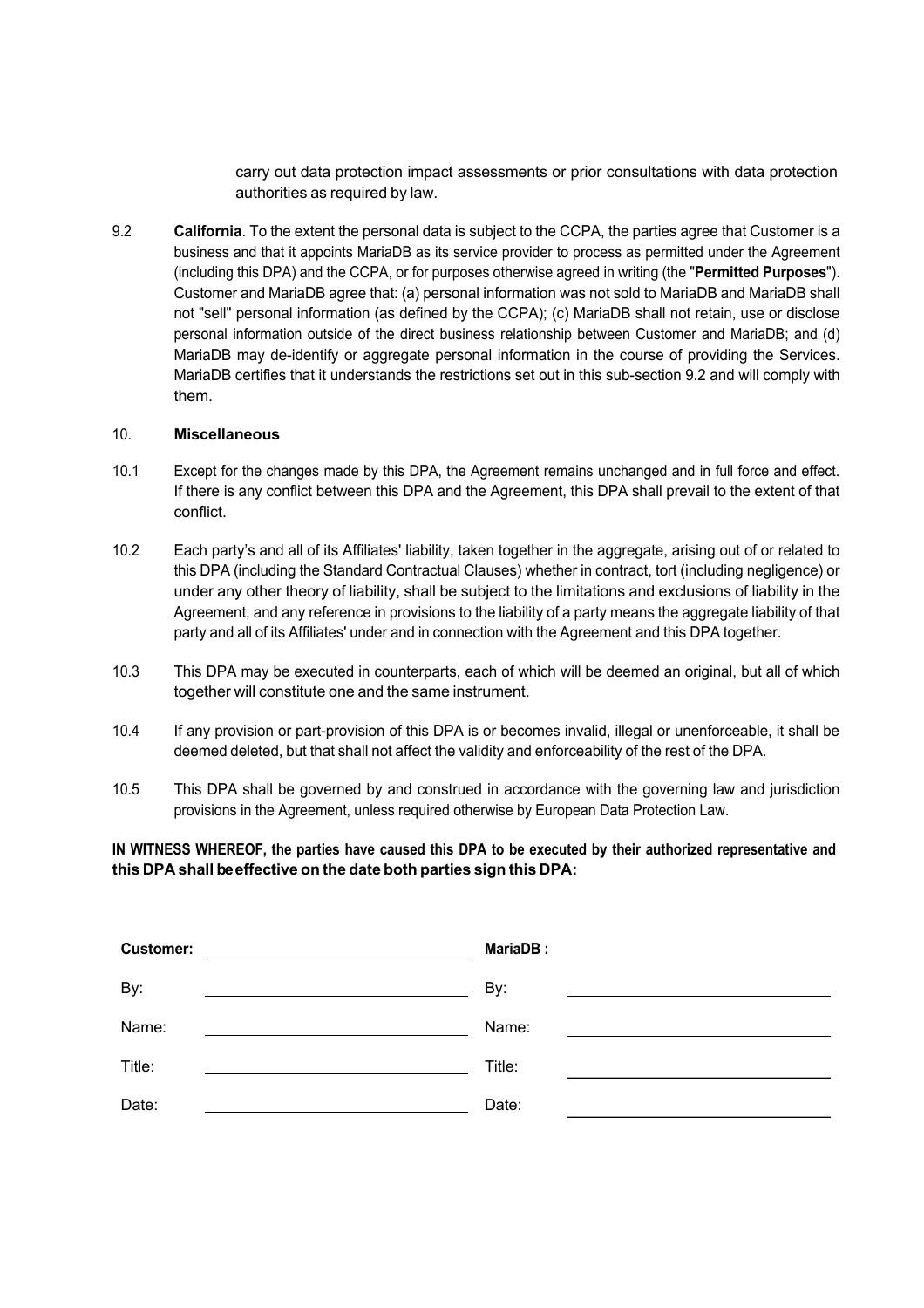carry out data protection impact assessments or prior consultations with data protection authorities as required by law.

9.2 **California**. To the extent the personal data is subject to the CCPA, the parties agree that Customer is a business and that it appoints MariaDB as its service provider to process as permitted under the Agreement (including this DPA) and the CCPA, or for purposes otherwise agreed in writing (the "**Permitted Purposes**"). Customer and MariaDB agree that: (a) personal information was not sold to MariaDB and MariaDB shall not "sell" personal information (as defined by the CCPA); (c) MariaDB shall not retain, use or disclose personal information outside of the direct business relationship between Customer and MariaDB; and (d) MariaDB may de-identify or aggregate personal information in the course of providing the Services. MariaDB certifies that it understands the restrictions set out in this sub-section 9.2 and will comply with them.

## 10. Miscellaneous

10.1 Except for the changes made by this DPA, the Agreement remains unchanged and in full force and effect. If there is any conflict between this DPA and the Agreement, this DPA shall prevail to the extent of that conflict.

10.2 Each party's and all of its Affiliates' liability, taken together in the aggregate, arising out of or related to this DPA (including the Standard Contractual Clauses) whether in contract, tort (including negligence) or under any other theory of liability, shall be subject to the limitations and exclusions of liability in the Agreement, and any reference in provisions to the liability of a party means the aggregate liability of that party and all of its Affiliates' under and in connection with the Agreement and this DPA together.

10.3 This DPA may be executed in counterparts, each of which will be deemed an original, but all of which together will constitute one and the same instrument.

10.4 If any provision or part-provision of this DPA is or becomes invalid, illegal or unenforceable, it shall be deemed deleted, but that shall not affect the validity and enforceability of the rest of the DPA.

10.5 This DPA shall be governed by and construed in accordance with the governing law and jurisdiction provisions in the Agreement, unless required otherwise by European Data Protection Law.

**IN WITNESS WHEREOF, the parties have caused this DPA to be executed by their authorized representative and this DPA shall be effective on the date both parties sign this DPA:**

| **Customer:** | ____________________ | **MariaDB :** | |
|---|---|---|---|
| By: | ____________________ | By: | ____________________ |
| Name: | ____________________ | Name: | ____________________ |
| Title: | ____________________ | Title: | ____________________ |
| Date: | ____________________ | Date: | ____________________ |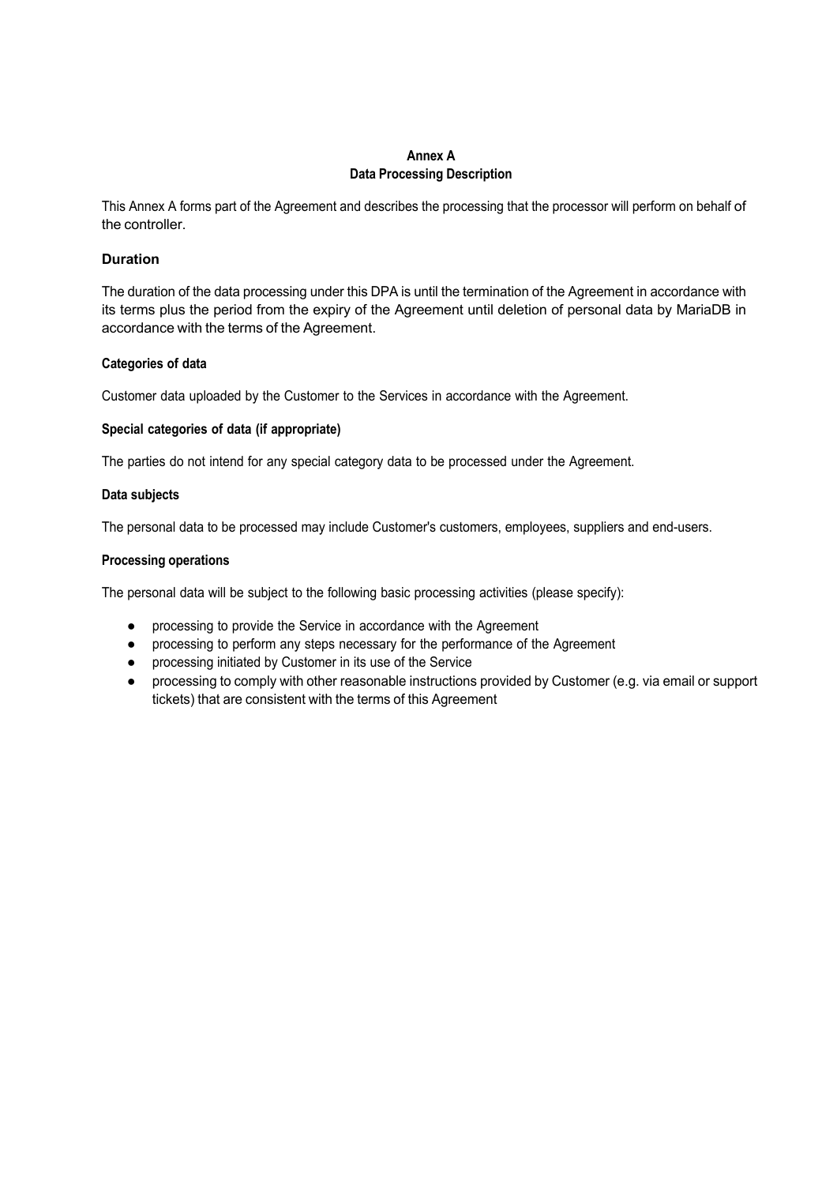**Annex A**
**Data Processing Description**

This Annex A forms part of the Agreement and describes the processing that the processor will perform on behalf of the controller.

### Duration

The duration of the data processing under this DPA is until the termination of the Agreement in accordance with its terms plus the period from the expiry of the Agreement until deletion of personal data by MariaDB in accordance with the terms of the Agreement.

#### Categories of data

Customer data uploaded by the Customer to the Services in accordance with the Agreement.

#### Special categories of data (if appropriate)

The parties do not intend for any special category data to be processed under the Agreement.

#### Data subjects

The personal data to be processed may include Customer's customers, employees, suppliers and end-users.

#### Processing operations

The personal data will be subject to the following basic processing activities (please specify):

- processing to provide the Service in accordance with the Agreement
- processing to perform any steps necessary for the performance of the Agreement
- processing initiated by Customer in its use of the Service
- processing to comply with other reasonable instructions provided by Customer (e.g. via email or support tickets) that are consistent with the terms of this Agreement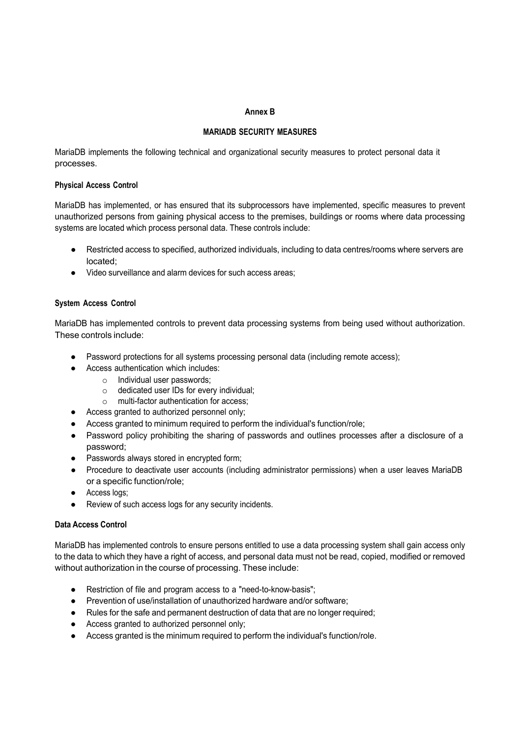**Annex B**

**MARIADB SECURITY MEASURES**

MariaDB implements the following technical and organizational security measures to protect personal data it processes.

**Physical Access Control**

MariaDB has implemented, or has ensured that its subprocessors have implemented, specific measures to prevent unauthorized persons from gaining physical access to the premises, buildings or rooms where data processing systems are located which process personal data. These controls include:

- Restricted access to specified, authorized individuals, including to data centres/rooms where servers are located;
- Video surveillance and alarm devices for such access areas;

**System Access Control**

MariaDB has implemented controls to prevent data processing systems from being used without authorization. These controls include:

- Password protections for all systems processing personal data (including remote access);
- Access authentication which includes:
  - Individual user passwords;
  - dedicated user IDs for every individual;
  - multi-factor authentication for access;
- Access granted to authorized personnel only;
- Access granted to minimum required to perform the individual's function/role;
- Password policy prohibiting the sharing of passwords and outlines processes after a disclosure of a password;
- Passwords always stored in encrypted form;
- Procedure to deactivate user accounts (including administrator permissions) when a user leaves MariaDB or a specific function/role;
- Access logs;
- Review of such access logs for any security incidents.

**Data Access Control**

MariaDB has implemented controls to ensure persons entitled to use a data processing system shall gain access only to the data to which they have a right of access, and personal data must not be read, copied, modified or removed without authorization in the course of processing. These include:

- Restriction of file and program access to a "need-to-know-basis";
- Prevention of use/installation of unauthorized hardware and/or software;
- Rules for the safe and permanent destruction of data that are no longer required;
- Access granted to authorized personnel only;
- Access granted is the minimum required to perform the individual's function/role.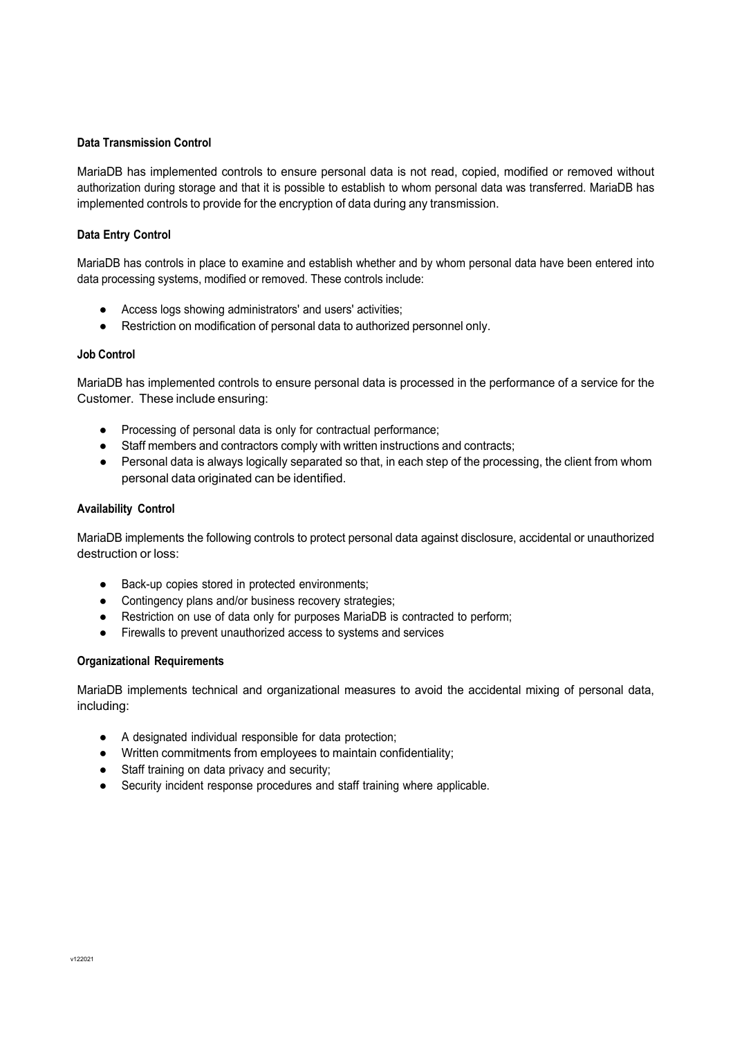**Data Transmission Control**

MariaDB has implemented controls to ensure personal data is not read, copied, modified or removed without authorization during storage and that it is possible to establish to whom personal data was transferred. MariaDB has implemented controls to provide for the encryption of data during any transmission.

**Data Entry Control**

MariaDB has controls in place to examine and establish whether and by whom personal data have been entered into data processing systems, modified or removed. These controls include:

- Access logs showing administrators' and users' activities;
- Restriction on modification of personal data to authorized personnel only.

**Job Control**

MariaDB has implemented controls to ensure personal data is processed in the performance of a service for the Customer. These include ensuring:

- Processing of personal data is only for contractual performance;
- Staff members and contractors comply with written instructions and contracts;
- Personal data is always logically separated so that, in each step of the processing, the client from whom personal data originated can be identified.

**Availability Control**

MariaDB implements the following controls to protect personal data against disclosure, accidental or unauthorized destruction or loss:

- Back-up copies stored in protected environments;
- Contingency plans and/or business recovery strategies;
- Restriction on use of data only for purposes MariaDB is contracted to perform;
- Firewalls to prevent unauthorized access to systems and services

**Organizational Requirements**

MariaDB implements technical and organizational measures to avoid the accidental mixing of personal data, including:

- A designated individual responsible for data protection;
- Written commitments from employees to maintain confidentiality;
- Staff training on data privacy and security;
- Security incident response procedures and staff training where applicable.